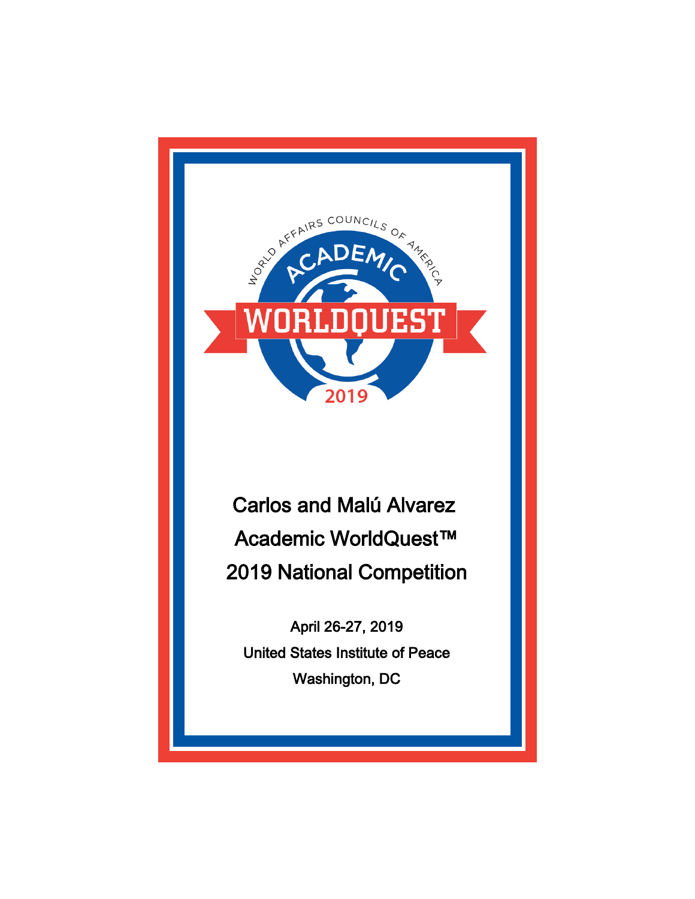WORLD AFFAIRS COUNCILS OF AMERICA

ACADEMIC

WORLDQUEST

2019

# Carlos and Malú Alvarez Academic WorldQuest™ 2019 National Competition

April 26-27, 2019

United States Institute of Peace

Washington, DC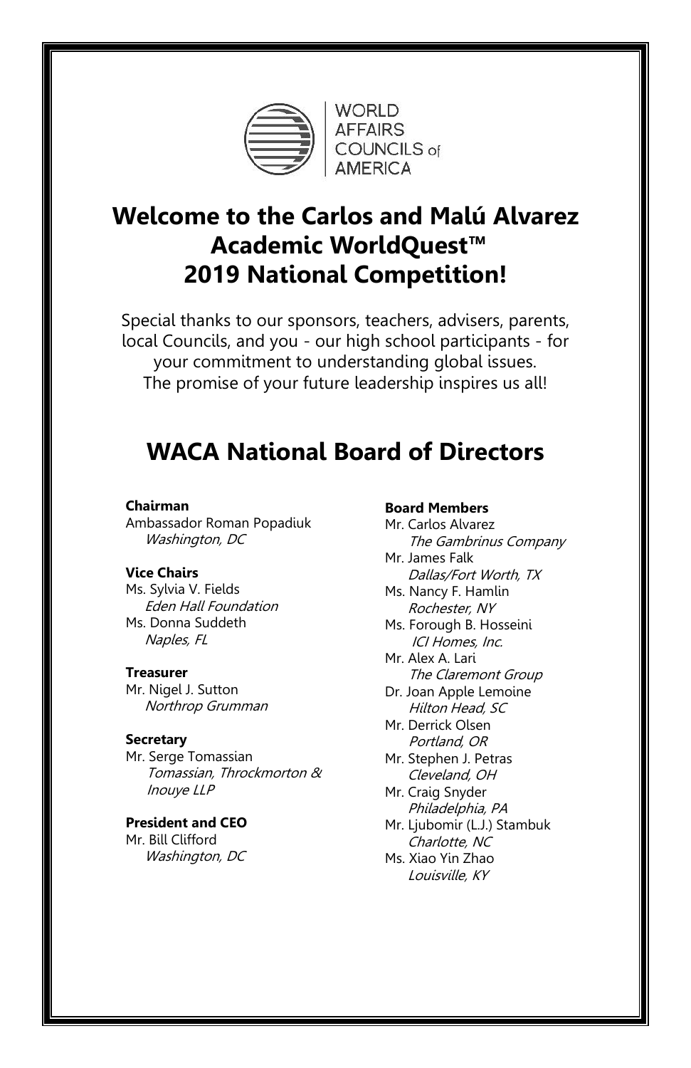WORLD AFFAIRS COUNCILS of AMERICA

# Welcome to the Carlos and Malú Alvarez Academic WorldQuest™ 2019 National Competition!

Special thanks to our sponsors, teachers, advisers, parents, local Councils, and you - our high school participants - for your commitment to understanding global issues. The promise of your future leadership inspires us all!

## WACA National Board of Directors

**Chairman**
Ambassador Roman Popadiuk
*Washington, DC*

**Vice Chairs**
Ms. Sylvia V. Fields
*Eden Hall Foundation*
Ms. Donna Suddeth
*Naples, FL*

**Treasurer**
Mr. Nigel J. Sutton
*Northrop Grumman*

**Secretary**
Mr. Serge Tomassian
*Tomassian, Throckmorton & Inouye LLP*

**President and CEO**
Mr. Bill Clifford
*Washington, DC*

**Board Members**
Mr. Carlos Alvarez
*The Gambrinus Company*
Mr. James Falk
*Dallas/Fort Worth, TX*
Ms. Nancy F. Hamlin
*Rochester, NY*
Ms. Forough B. Hosseini
*ICI Homes, Inc.*
Mr. Alex A. Lari
*The Claremont Group*
Dr. Joan Apple Lemoine
*Hilton Head, SC*
Mr. Derrick Olsen
*Portland, OR*
Mr. Stephen J. Petras
*Cleveland, OH*
Mr. Craig Snyder
*Philadelphia, PA*
Mr. Ljubomir (L.J.) Stambuk
*Charlotte, NC*
Ms. Xiao Yin Zhao
*Louisville, KY*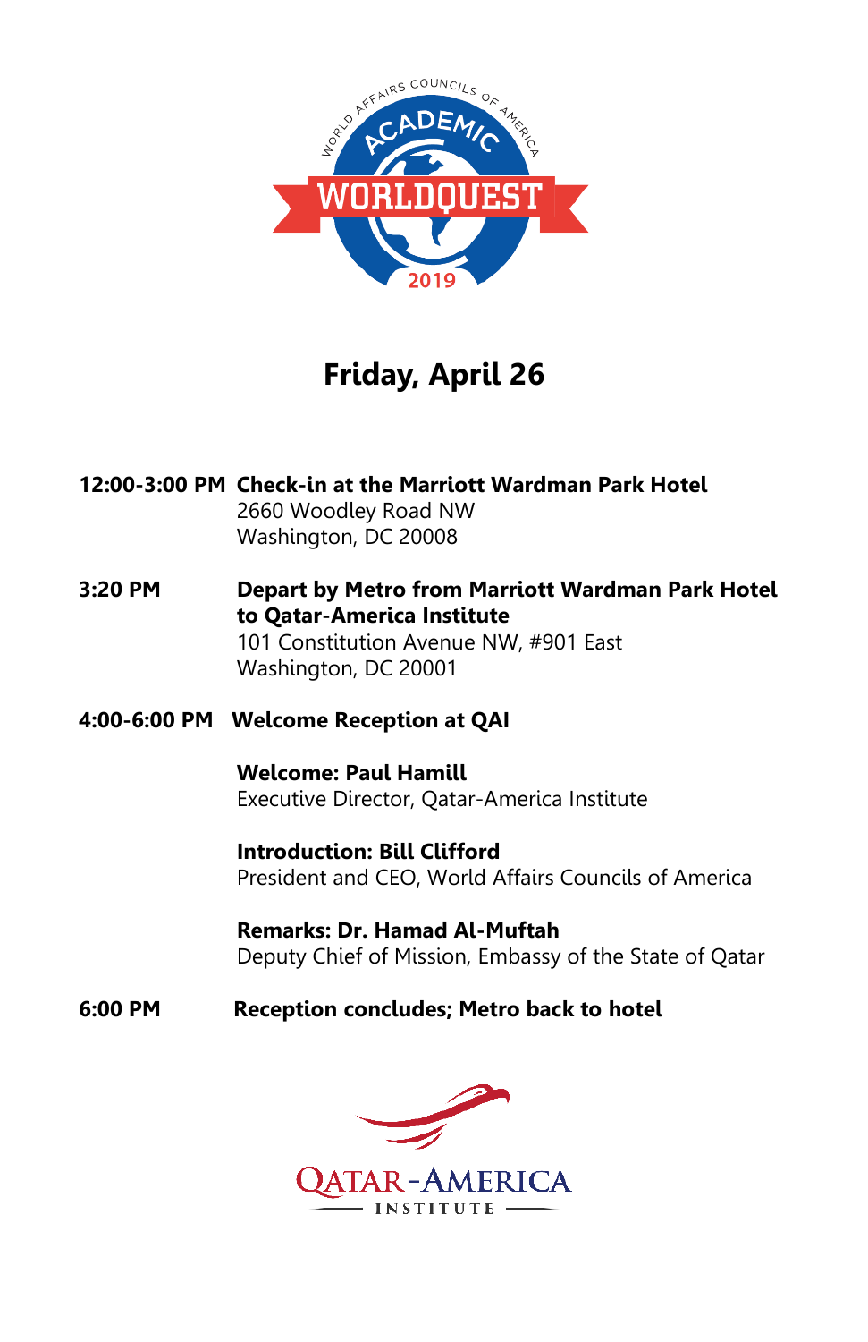# Friday, April 26

**12:00-3:00 PM** **Check-in at the Marriott Wardman Park Hotel**
2660 Woodley Road NW
Washington, DC 20008

**3:20 PM** **Depart by Metro from Marriott Wardman Park Hotel to Qatar-America Institute**
101 Constitution Avenue NW, #901 East
Washington, DC 20001

**4:00-6:00 PM** **Welcome Reception at QAI**

**Welcome: Paul Hamill**
Executive Director, Qatar-America Institute

**Introduction: Bill Clifford**
President and CEO, World Affairs Councils of America

**Remarks: Dr. Hamad Al-Muftah**
Deputy Chief of Mission, Embassy of the State of Qatar

**6:00 PM** **Reception concludes; Metro back to hotel**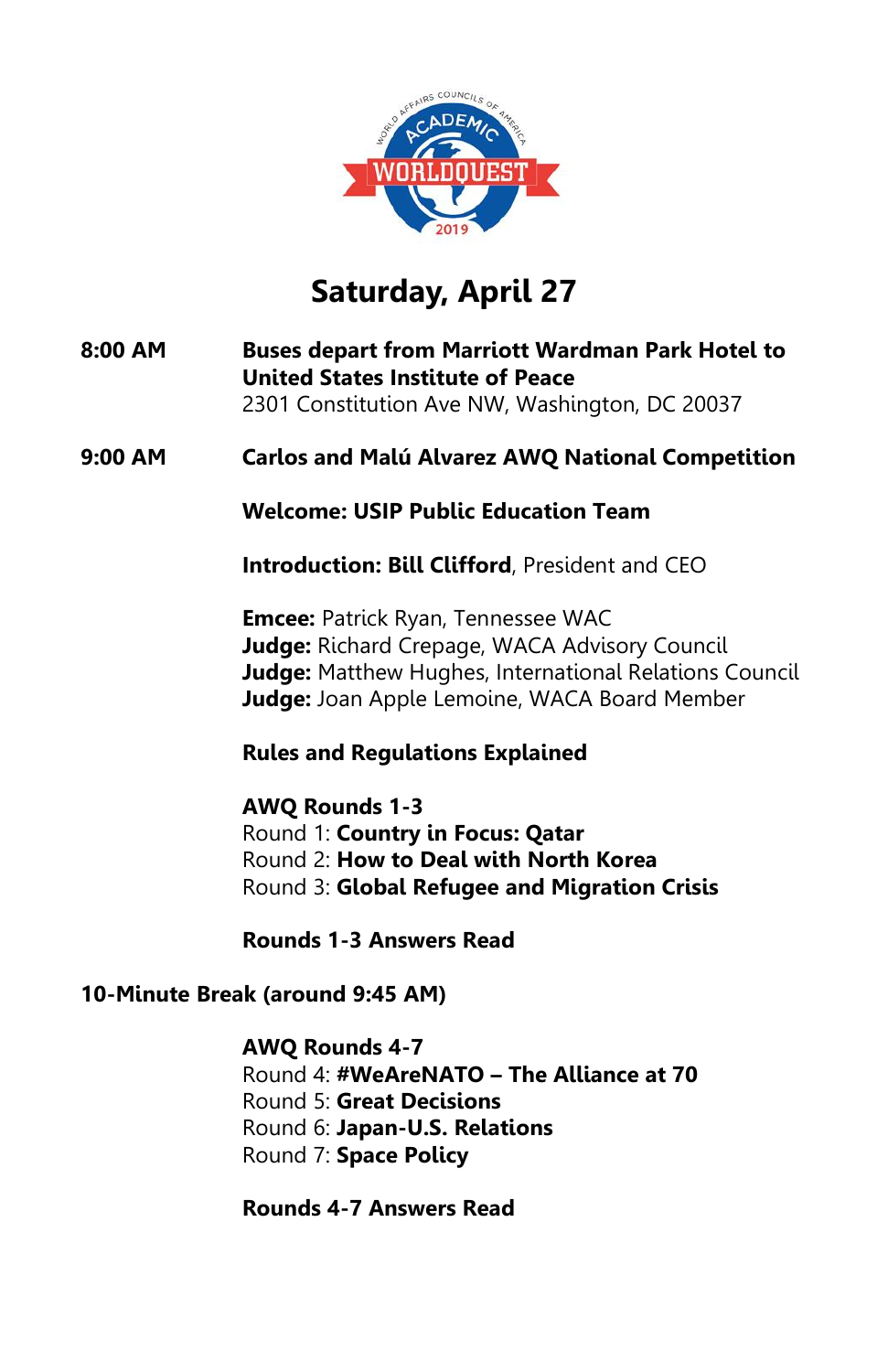# Saturday, April 27

**8:00 AM** **Buses depart from Marriott Wardman Park Hotel to United States Institute of Peace**
2301 Constitution Ave NW, Washington, DC 20037

**9:00 AM** **Carlos and Malú Alvarez AWQ National Competition**

**Welcome: USIP Public Education Team**

**Introduction: Bill Clifford**, President and CEO

**Emcee:** Patrick Ryan, Tennessee WAC
**Judge:** Richard Crepage, WACA Advisory Council
**Judge:** Matthew Hughes, International Relations Council
**Judge:** Joan Apple Lemoine, WACA Board Member

**Rules and Regulations Explained**

**AWQ Rounds 1-3**
Round 1: **Country in Focus: Qatar**
Round 2: **How to Deal with North Korea**
Round 3: **Global Refugee and Migration Crisis**

**Rounds 1-3 Answers Read**

**10-Minute Break (around 9:45 AM)**

**AWQ Rounds 4-7**
Round 4: **#WeAreNATO – The Alliance at 70**
Round 5: **Great Decisions**
Round 6: **Japan-U.S. Relations**
Round 7: **Space Policy**

**Rounds 4-7 Answers Read**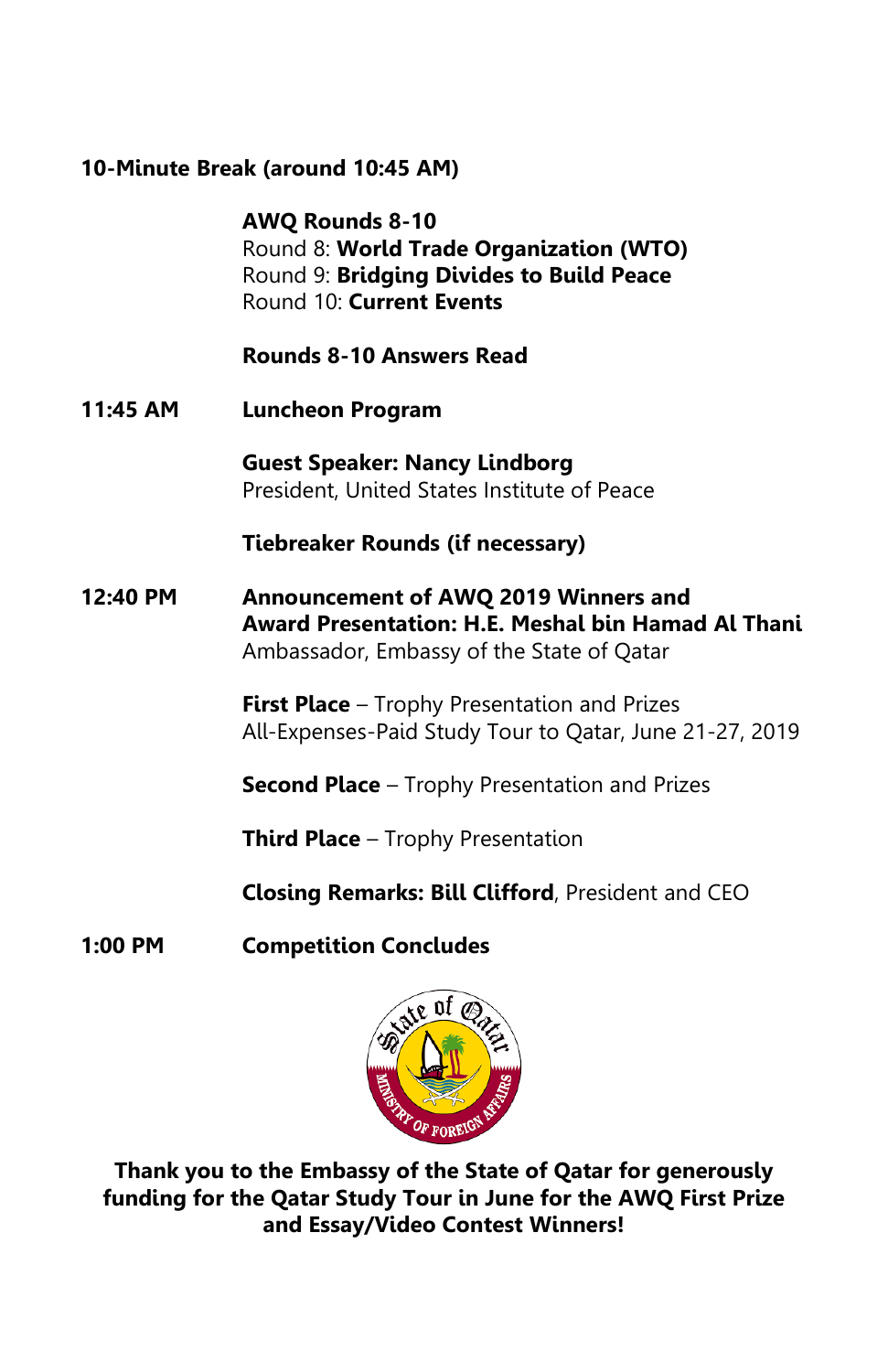**10-Minute Break (around 10:45 AM)**

**AWQ Rounds 8-10**
Round 8: **World Trade Organization (WTO)**
Round 9: **Bridging Divides to Build Peace**
Round 10: **Current Events**

**Rounds 8-10 Answers Read**

**11:45 AM** **Luncheon Program**

**Guest Speaker: Nancy Lindborg**
President, United States Institute of Peace

**Tiebreaker Rounds (if necessary)**

**12:40 PM** **Announcement of AWQ 2019 Winners and Award Presentation: H.E. Meshal bin Hamad Al Thani**
Ambassador, Embassy of the State of Qatar

**First Place** – Trophy Presentation and Prizes
All-Expenses-Paid Study Tour to Qatar, June 21-27, 2019

**Second Place** – Trophy Presentation and Prizes

**Third Place** – Trophy Presentation

**Closing Remarks: Bill Clifford**, President and CEO

**1:00 PM** **Competition Concludes**

**Thank you to the Embassy of the State of Qatar for generously funding for the Qatar Study Tour in June for the AWQ First Prize and Essay/Video Contest Winners!**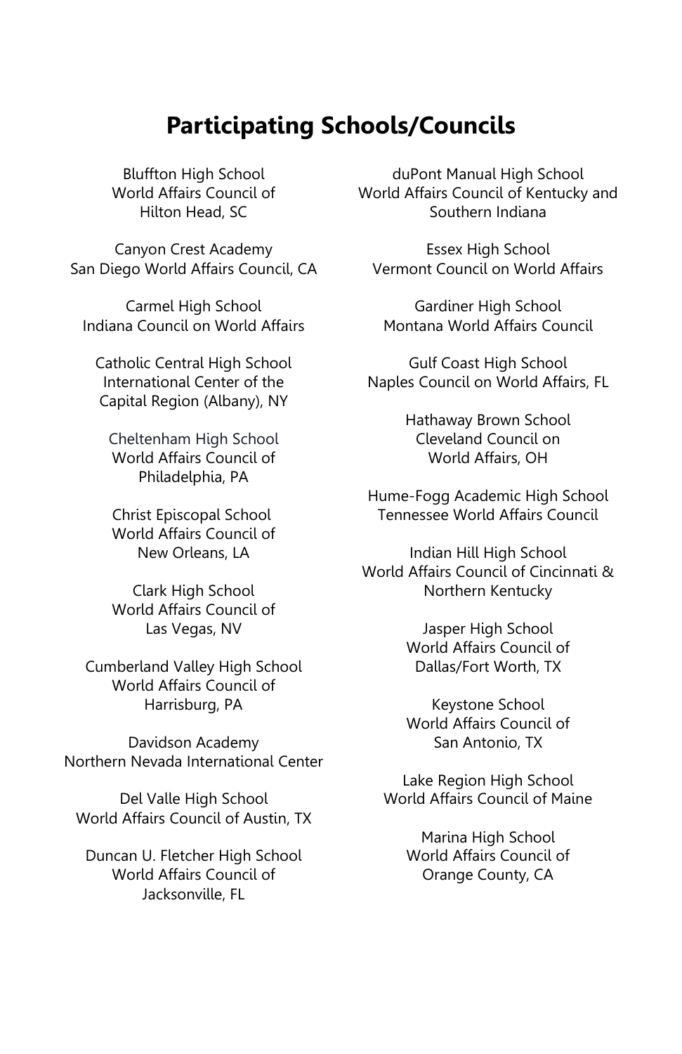## Participating Schools/Councils

Bluffton High School
World Affairs Council of
Hilton Head, SC

Canyon Crest Academy
San Diego World Affairs Council, CA

Carmel High School
Indiana Council on World Affairs

Catholic Central High School
International Center of the
Capital Region (Albany), NY

Cheltenham High School
World Affairs Council of
Philadelphia, PA

Christ Episcopal School
World Affairs Council of
New Orleans, LA

Clark High School
World Affairs Council of
Las Vegas, NV

Cumberland Valley High School
World Affairs Council of
Harrisburg, PA

Davidson Academy
Northern Nevada International Center

Del Valle High School
World Affairs Council of Austin, TX

Duncan U. Fletcher High School
World Affairs Council of
Jacksonville, FL

duPont Manual High School
World Affairs Council of Kentucky and
Southern Indiana

Essex High School
Vermont Council on World Affairs

Gardiner High School
Montana World Affairs Council

Gulf Coast High School
Naples Council on World Affairs, FL

Hathaway Brown School
Cleveland Council on
World Affairs, OH

Hume-Fogg Academic High School
Tennessee World Affairs Council

Indian Hill High School
World Affairs Council of Cincinnati &
Northern Kentucky

Jasper High School
World Affairs Council of
Dallas/Fort Worth, TX

Keystone School
World Affairs Council of
San Antonio, TX

Lake Region High School
World Affairs Council of Maine

Marina High School
World Affairs Council of
Orange County, CA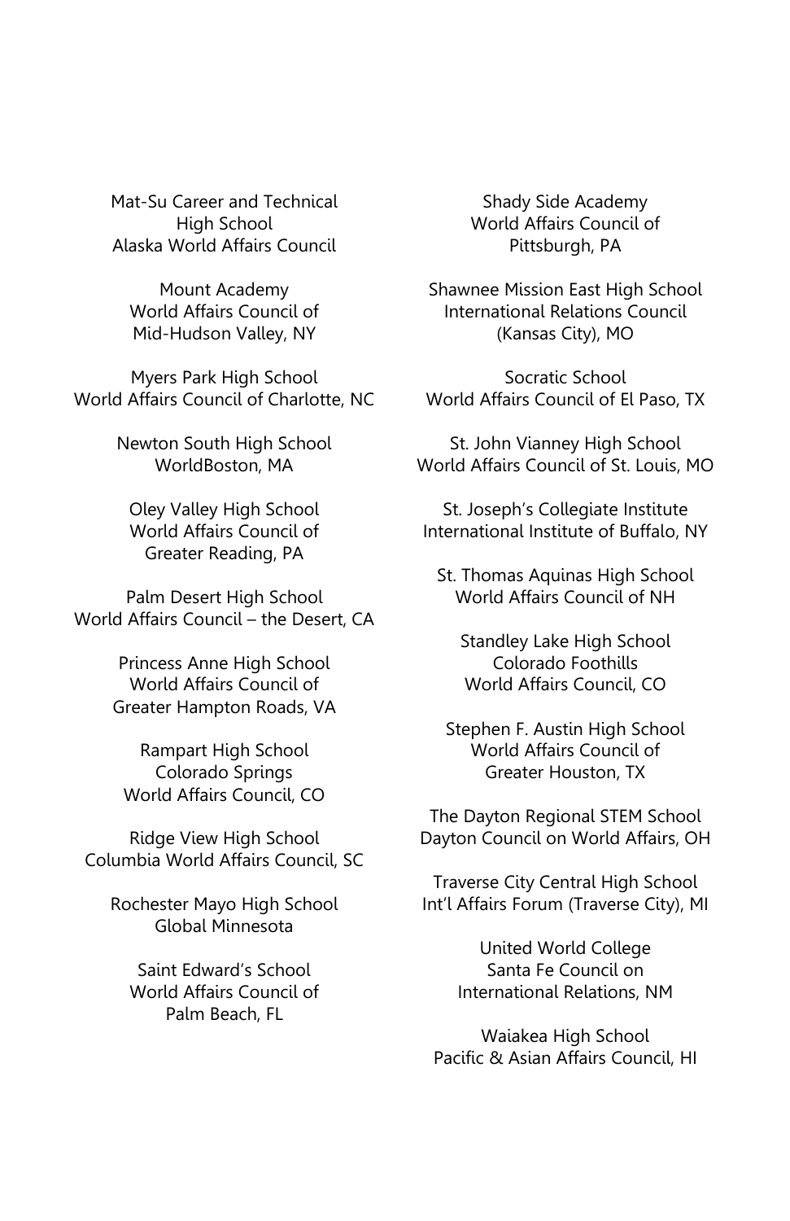Mat-Su Career and Technical High School
Alaska World Affairs Council

Mount Academy
World Affairs Council of Mid-Hudson Valley, NY

Myers Park High School
World Affairs Council of Charlotte, NC

Newton South High School
WorldBoston, MA

Oley Valley High School
World Affairs Council of Greater Reading, PA

Palm Desert High School
World Affairs Council – the Desert, CA

Princess Anne High School
World Affairs Council of Greater Hampton Roads, VA

Rampart High School
Colorado Springs World Affairs Council, CO

Ridge View High School
Columbia World Affairs Council, SC

Rochester Mayo High School
Global Minnesota

Saint Edward's School
World Affairs Council of Palm Beach, FL

Shady Side Academy
World Affairs Council of Pittsburgh, PA

Shawnee Mission East High School
International Relations Council (Kansas City), MO

Socratic School
World Affairs Council of El Paso, TX

St. John Vianney High School
World Affairs Council of St. Louis, MO

St. Joseph's Collegiate Institute
International Institute of Buffalo, NY

St. Thomas Aquinas High School
World Affairs Council of NH

Standley Lake High School
Colorado Foothills World Affairs Council, CO

Stephen F. Austin High School
World Affairs Council of Greater Houston, TX

The Dayton Regional STEM School
Dayton Council on World Affairs, OH

Traverse City Central High School
Int'l Affairs Forum (Traverse City), MI

United World College
Santa Fe Council on International Relations, NM

Waiakea High School
Pacific & Asian Affairs Council, HI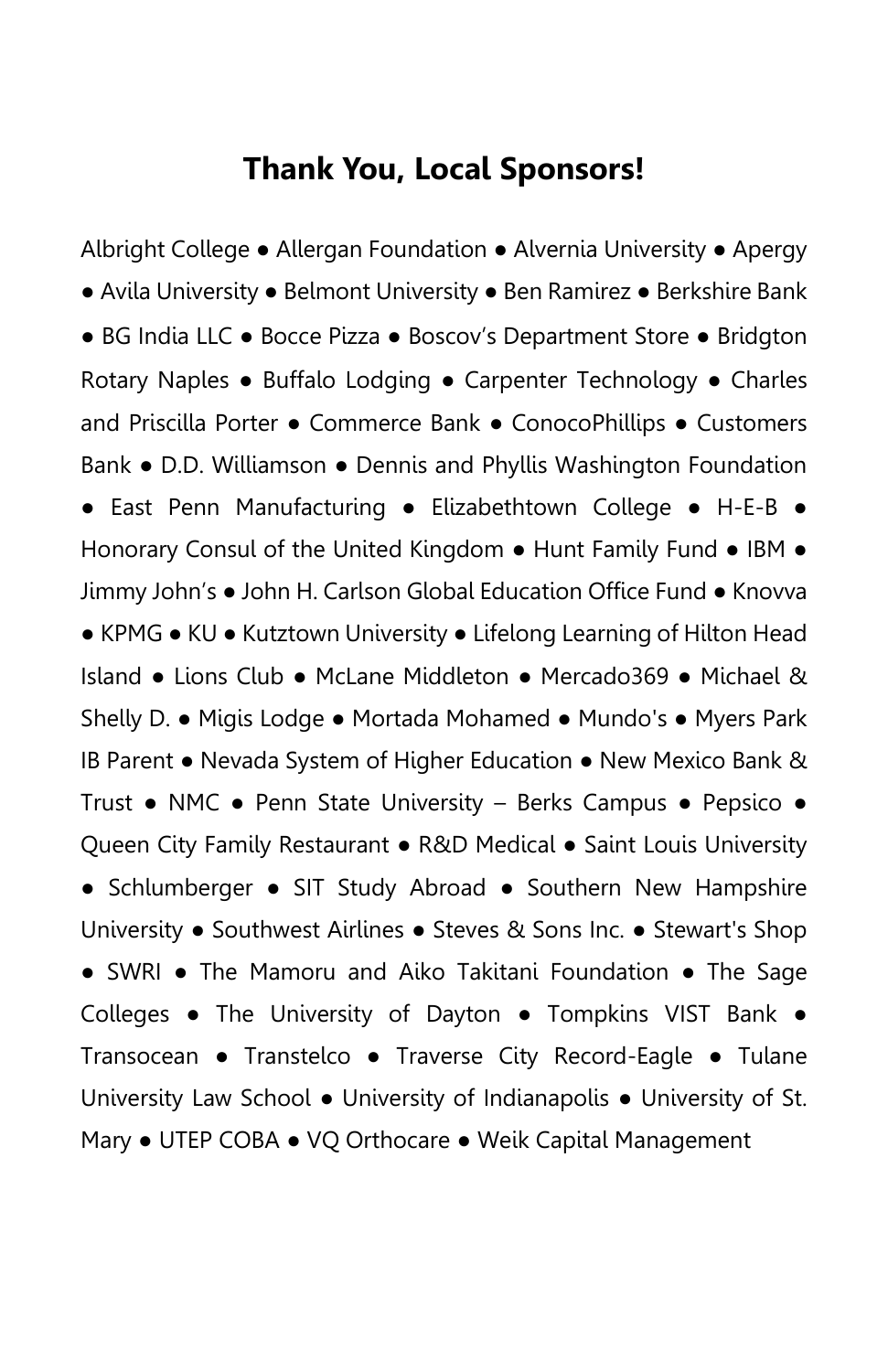## Thank You, Local Sponsors!

Albright College ● Allergan Foundation ● Alvernia University ● Apergy ● Avila University ● Belmont University ● Ben Ramirez ● Berkshire Bank ● BG India LLC ● Bocce Pizza ● Boscov's Department Store ● Bridgton Rotary Naples ● Buffalo Lodging ● Carpenter Technology ● Charles and Priscilla Porter ● Commerce Bank ● ConocoPhillips ● Customers Bank ● D.D. Williamson ● Dennis and Phyllis Washington Foundation ● East Penn Manufacturing ● Elizabethtown College ● H-E-B ● Honorary Consul of the United Kingdom ● Hunt Family Fund ● IBM ● Jimmy John's ● John H. Carlson Global Education Office Fund ● Knovva ● KPMG ● KU ● Kutztown University ● Lifelong Learning of Hilton Head Island ● Lions Club ● McLane Middleton ● Mercado369 ● Michael & Shelly D. ● Migis Lodge ● Mortada Mohamed ● Mundo's ● Myers Park IB Parent ● Nevada System of Higher Education ● New Mexico Bank & Trust ● NMC ● Penn State University – Berks Campus ● Pepsico ● Queen City Family Restaurant ● R&D Medical ● Saint Louis University ● Schlumberger ● SIT Study Abroad ● Southern New Hampshire University ● Southwest Airlines ● Steves & Sons Inc. ● Stewart's Shop ● SWRI ● The Mamoru and Aiko Takitani Foundation ● The Sage Colleges ● The University of Dayton ● Tompkins VIST Bank ● Transocean ● Transtelco ● Traverse City Record-Eagle ● Tulane University Law School ● University of Indianapolis ● University of St. Mary ● UTEP COBA ● VQ Orthocare ● Weik Capital Management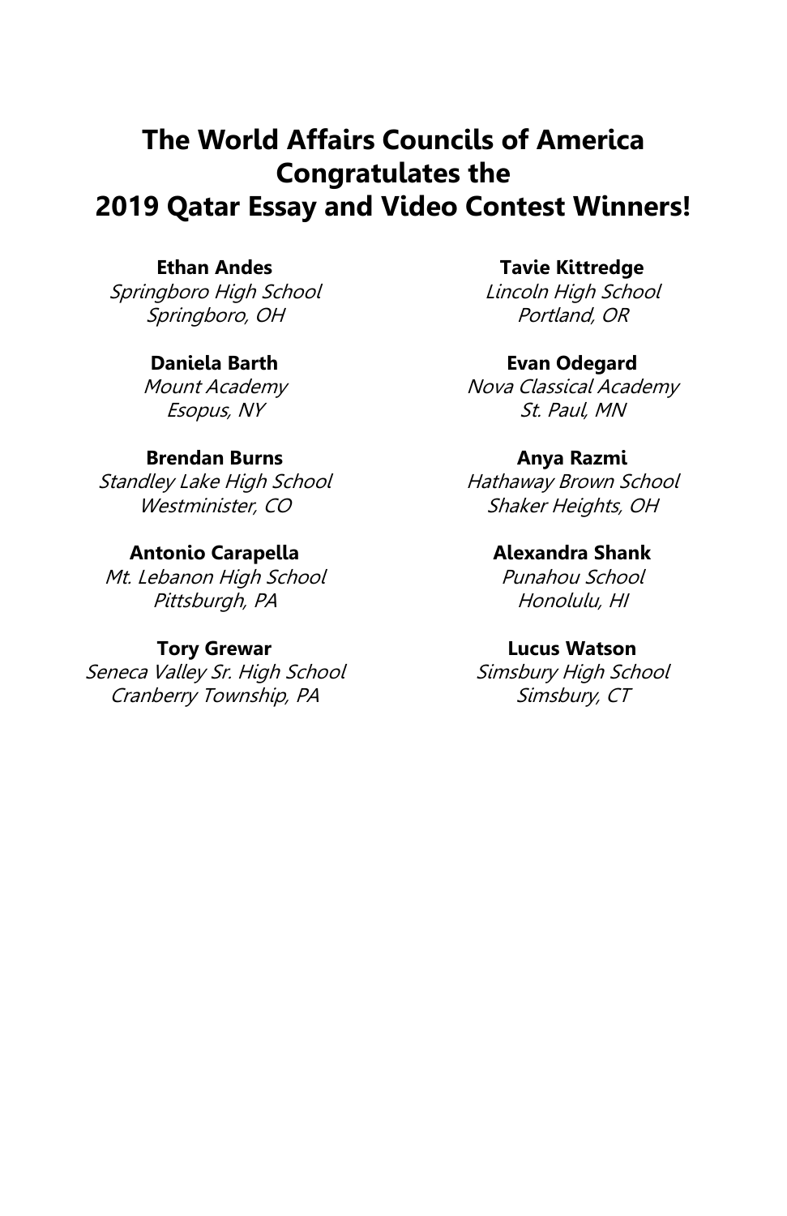# The World Affairs Councils of America Congratulates the 2019 Qatar Essay and Video Contest Winners!

**Ethan Andes**
*Springboro High School*
*Springboro, OH*

**Daniela Barth**
*Mount Academy*
*Esopus, NY*

**Brendan Burns**
*Standley Lake High School*
*Westminister, CO*

**Antonio Carapella**
*Mt. Lebanon High School*
*Pittsburgh, PA*

**Tory Grewar**
*Seneca Valley Sr. High School*
*Cranberry Township, PA*

**Tavie Kittredge**
*Lincoln High School*
*Portland, OR*

**Evan Odegard**
*Nova Classical Academy*
*St. Paul, MN*

**Anya Razmi**
*Hathaway Brown School*
*Shaker Heights, OH*

**Alexandra Shank**
*Punahou School*
*Honolulu, HI*

**Lucus Watson**
*Simsbury High School*
*Simsbury, CT*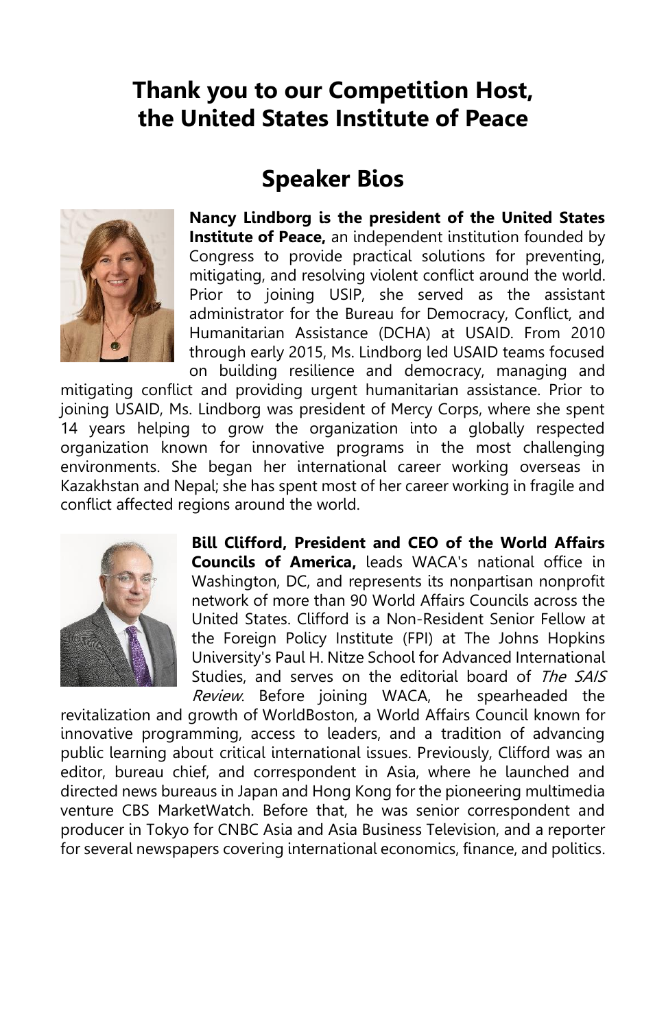## Thank you to our Competition Host, the United States Institute of Peace

## Speaker Bios

**Nancy Lindborg is the president of the United States Institute of Peace,** an independent institution founded by Congress to provide practical solutions for preventing, mitigating, and resolving violent conflict around the world. Prior to joining USIP, she served as the assistant administrator for the Bureau for Democracy, Conflict, and Humanitarian Assistance (DCHA) at USAID. From 2010 through early 2015, Ms. Lindborg led USAID teams focused on building resilience and democracy, managing and mitigating conflict and providing urgent humanitarian assistance. Prior to joining USAID, Ms. Lindborg was president of Mercy Corps, where she spent 14 years helping to grow the organization into a globally respected organization known for innovative programs in the most challenging environments. She began her international career working overseas in Kazakhstan and Nepal; she has spent most of her career working in fragile and conflict affected regions around the world.

**Bill Clifford, President and CEO of the World Affairs Councils of America,** leads WACA's national office in Washington, DC, and represents its nonpartisan nonprofit network of more than 90 World Affairs Councils across the United States. Clifford is a Non-Resident Senior Fellow at the Foreign Policy Institute (FPI) at The Johns Hopkins University's Paul H. Nitze School for Advanced International Studies, and serves on the editorial board of *The SAIS Review*. Before joining WACA, he spearheaded the revitalization and growth of WorldBoston, a World Affairs Council known for innovative programming, access to leaders, and a tradition of advancing public learning about critical international issues. Previously, Clifford was an editor, bureau chief, and correspondent in Asia, where he launched and directed news bureaus in Japan and Hong Kong for the pioneering multimedia venture CBS MarketWatch. Before that, he was senior correspondent and producer in Tokyo for CNBC Asia and Asia Business Television, and a reporter for several newspapers covering international economics, finance, and politics.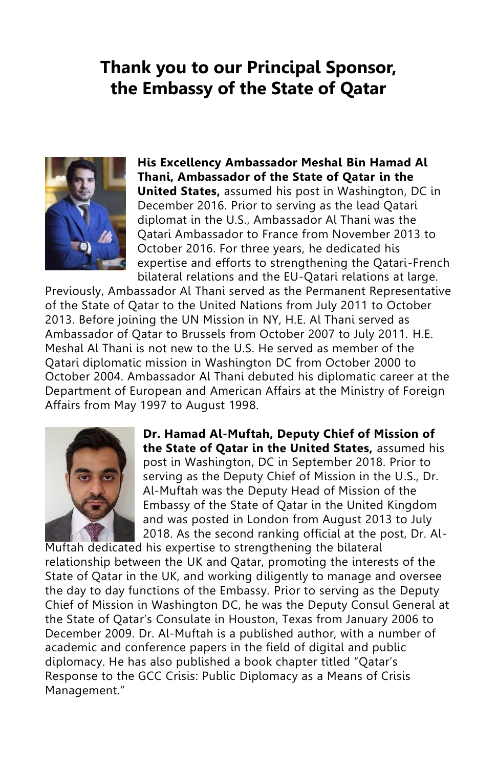# Thank you to our Principal Sponsor, the Embassy of the State of Qatar

**His Excellency Ambassador Meshal Bin Hamad Al Thani, Ambassador of the State of Qatar in the United States,** assumed his post in Washington, DC in December 2016. Prior to serving as the lead Qatari diplomat in the U.S., Ambassador Al Thani was the Qatari Ambassador to France from November 2013 to October 2016. For three years, he dedicated his expertise and efforts to strengthening the Qatari-French bilateral relations and the EU-Qatari relations at large. Previously, Ambassador Al Thani served as the Permanent Representative of the State of Qatar to the United Nations from July 2011 to October 2013. Before joining the UN Mission in NY, H.E. Al Thani served as Ambassador of Qatar to Brussels from October 2007 to July 2011. H.E. Meshal Al Thani is not new to the U.S. He served as member of the Qatari diplomatic mission in Washington DC from October 2000 to October 2004. Ambassador Al Thani debuted his diplomatic career at the Department of European and American Affairs at the Ministry of Foreign Affairs from May 1997 to August 1998.

**Dr. Hamad Al-Muftah, Deputy Chief of Mission of the State of Qatar in the United States,** assumed his post in Washington, DC in September 2018. Prior to serving as the Deputy Chief of Mission in the U.S., Dr. Al-Muftah was the Deputy Head of Mission of the Embassy of the State of Qatar in the United Kingdom and was posted in London from August 2013 to July 2018. As the second ranking official at the post, Dr. Al-Muftah dedicated his expertise to strengthening the bilateral relationship between the UK and Qatar, promoting the interests of the State of Qatar in the UK, and working diligently to manage and oversee the day to day functions of the Embassy. Prior to serving as the Deputy Chief of Mission in Washington DC, he was the Deputy Consul General at the State of Qatar's Consulate in Houston, Texas from January 2006 to December 2009. Dr. Al-Muftah is a published author, with a number of academic and conference papers in the field of digital and public diplomacy. He has also published a book chapter titled "Qatar's Response to the GCC Crisis: Public Diplomacy as a Means of Crisis Management."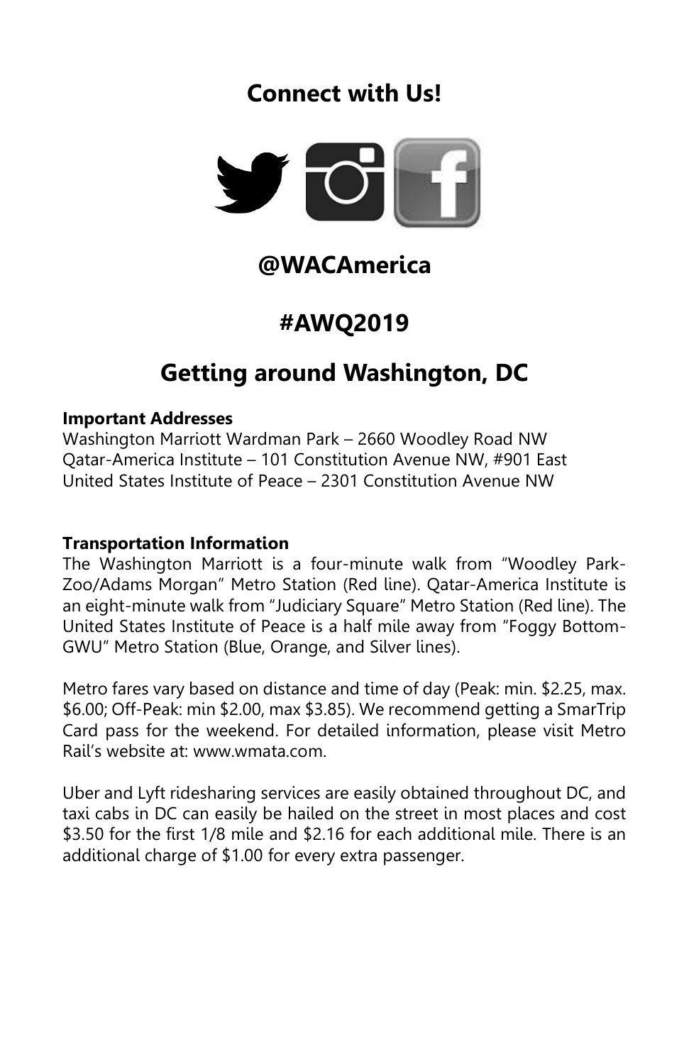## Connect with Us!

## @WACAmerica

## #AWQ2019

## Getting around Washington, DC

**Important Addresses**
Washington Marriott Wardman Park – 2660 Woodley Road NW
Qatar-America Institute – 101 Constitution Avenue NW, #901 East
United States Institute of Peace – 2301 Constitution Avenue NW

**Transportation Information**
The Washington Marriott is a four-minute walk from "Woodley Park-Zoo/Adams Morgan" Metro Station (Red line). Qatar-America Institute is an eight-minute walk from "Judiciary Square" Metro Station (Red line). The United States Institute of Peace is a half mile away from "Foggy Bottom-GWU" Metro Station (Blue, Orange, and Silver lines).

Metro fares vary based on distance and time of day (Peak: min. $2.25, max. $6.00; Off-Peak: min $2.00, max $3.85). We recommend getting a SmarTrip Card pass for the weekend. For detailed information, please visit Metro Rail's website at: www.wmata.com.

Uber and Lyft ridesharing services are easily obtained throughout DC, and taxi cabs in DC can easily be hailed on the street in most places and cost $3.50 for the first 1/8 mile and $2.16 for each additional mile. There is an additional charge of $1.00 for every extra passenger.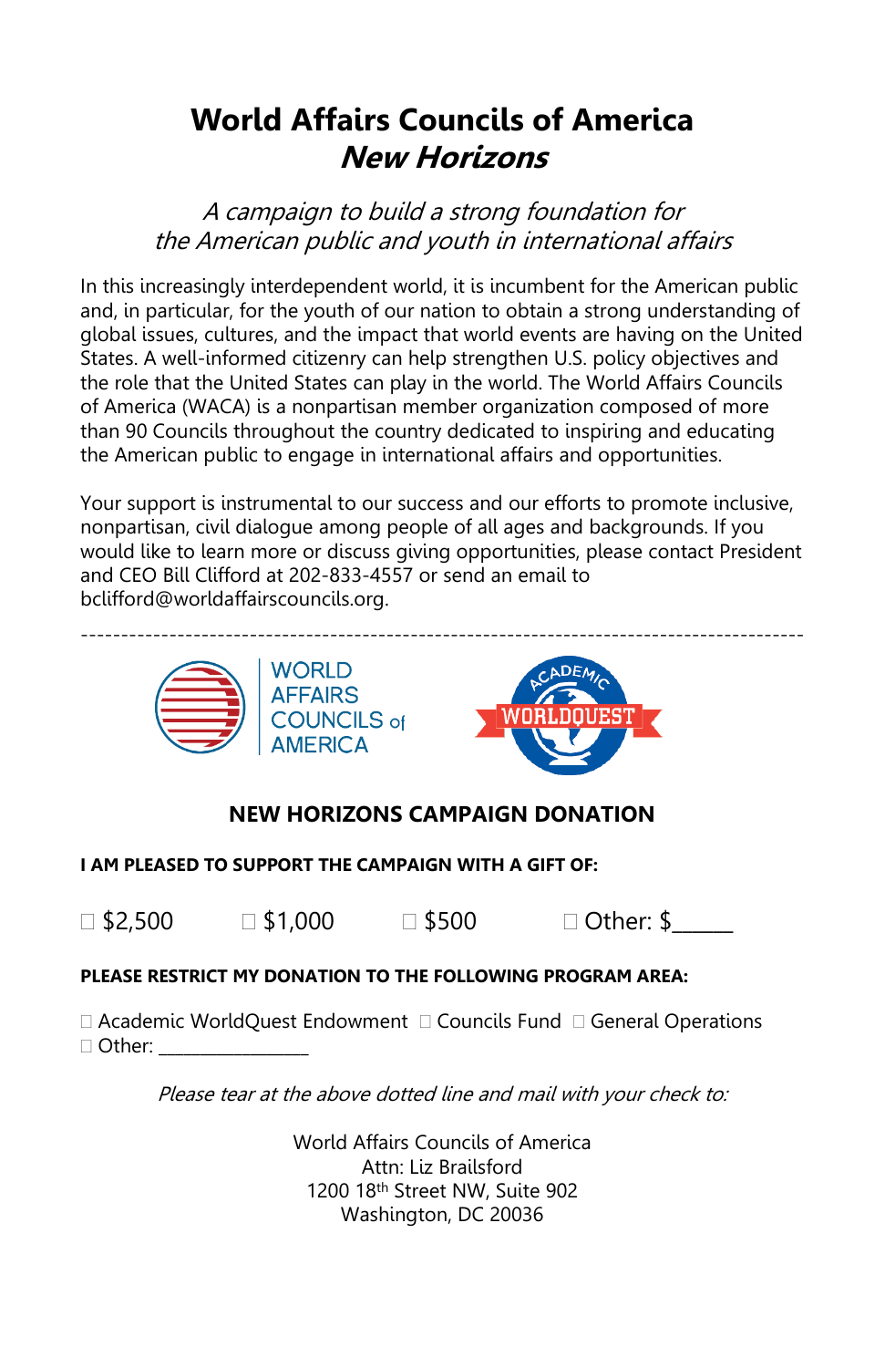# World Affairs Councils of America

## *New Horizons*

*A campaign to build a strong foundation for the American public and youth in international affairs*

In this increasingly interdependent world, it is incumbent for the American public and, in particular, for the youth of our nation to obtain a strong understanding of global issues, cultures, and the impact that world events are having on the United States. A well-informed citizenry can help strengthen U.S. policy objectives and the role that the United States can play in the world. The World Affairs Councils of America (WACA) is a nonpartisan member organization composed of more than 90 Councils throughout the country dedicated to inspiring and educating the American public to engage in international affairs and opportunities.

Your support is instrumental to our success and our efforts to promote inclusive, nonpartisan, civil dialogue among people of all ages and backgrounds. If you would like to learn more or discuss giving opportunities, please contact President and CEO Bill Clifford at 202-833-4557 or send an email to bclifford@worldaffairscouncils.org.

---

WORLD AFFAIRS COUNCILS of AMERICA

ACADEMIC WORLDQUEST

### NEW HORIZONS CAMPAIGN DONATION

**I AM PLEASED TO SUPPORT THE CAMPAIGN WITH A GIFT OF:**

☐ $2,500 ☐ $1,000 ☐ $500 ☐ Other: $_____

**PLEASE RESTRICT MY DONATION TO THE FOLLOWING PROGRAM AREA:**

☐ Academic WorldQuest Endowment ☐ Councils Fund ☐ General Operations
☐ Other: _______________

*Please tear at the above dotted line and mail with your check to:*

World Affairs Councils of America
Attn: Liz Brailsford
1200 18th Street NW, Suite 902
Washington, DC 20036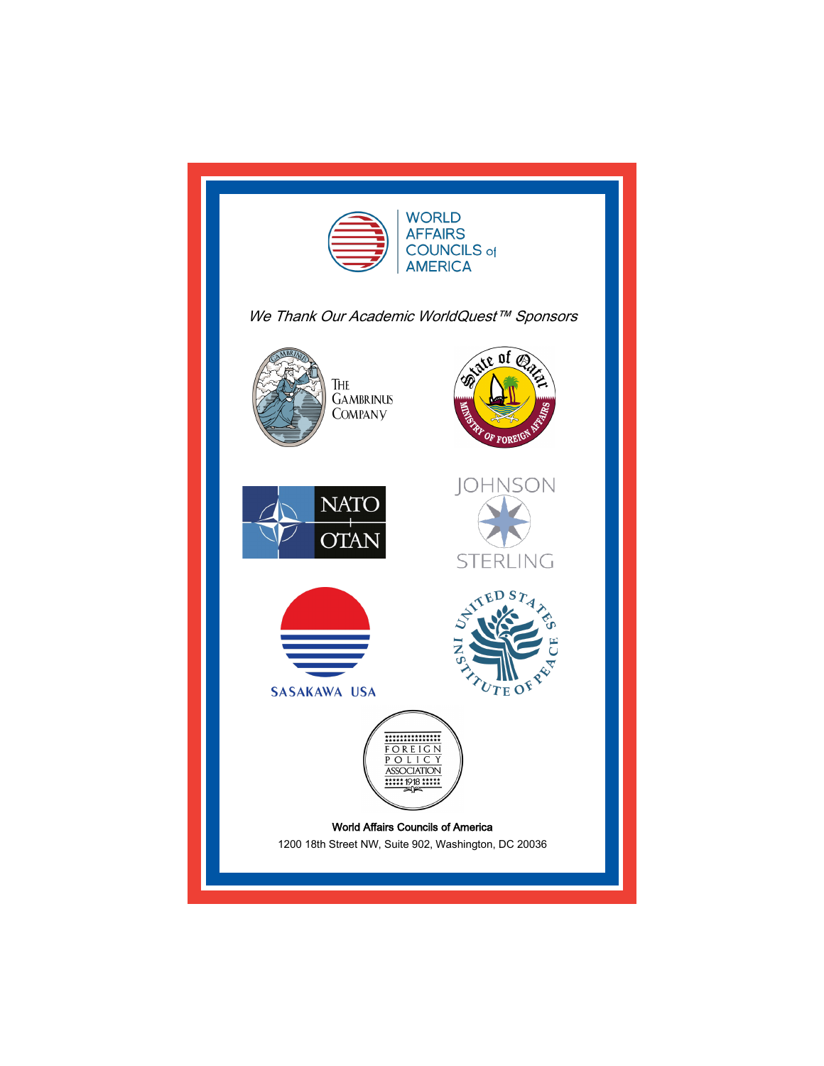WORLD AFFAIRS COUNCILS of AMERICA

*We Thank Our Academic WorldQuest™ Sponsors*

The Gambrinus Company

State of Qatar Ministry of Foreign Affairs

NATO OTAN

JOHNSON STERLING

SASAKAWA USA

United States Institute of Peace

Foreign Policy Association 1918

**World Affairs Councils of America**

1200 18th Street NW, Suite 902, Washington, DC 20036